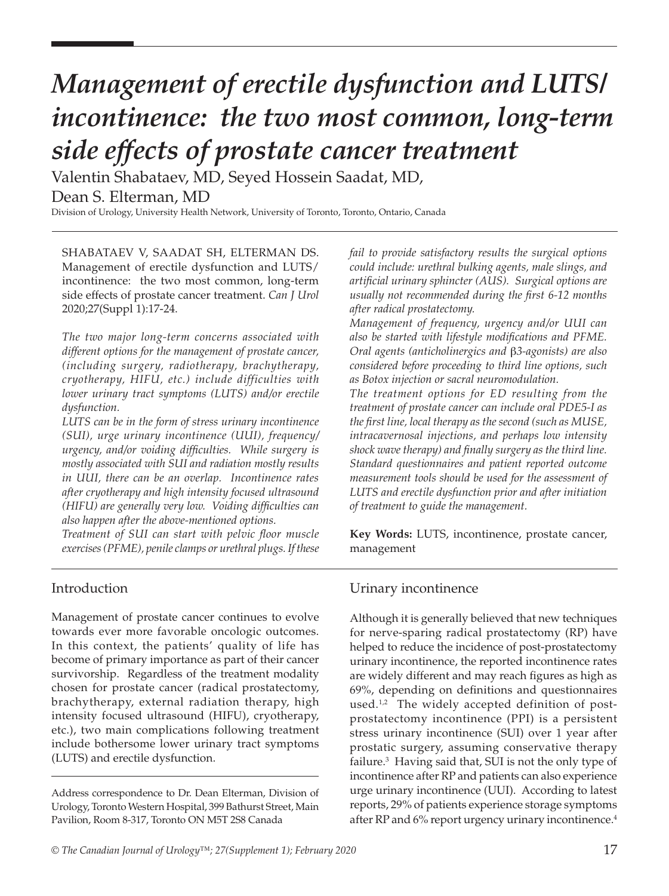# *Management of erectile dysfunction and LUTS/ incontinence: the two most common, long-term side effects of prostate cancer treatment*

Valentin Shabataev, MD, Seyed Hossein Saadat, MD, Dean S. Elterman, MD

Division of Urology, University Health Network, University of Toronto, Toronto, Ontario, Canada

SHABATAEV V, SAADAT SH, ELTERMAN DS. Management of erectile dysfunction and LUTS/ incontinence: the two most common, long-term side effects of prostate cancer treatment. *Can J Urol* 2020;27(Suppl 1):17-24.

*The two major long-term concerns associated with different options for the management of prostate cancer, (including surgery, radiotherapy, brachytherapy, cryotherapy, HIFU, etc.) include difficulties with lower urinary tract symptoms (LUTS) and/or erectile dysfunction.*

*LUTS can be in the form of stress urinary incontinence (SUI), urge urinary incontinence (UUI), frequency/ urgency, and/or voiding difficulties. While surgery is mostly associated with SUI and radiation mostly results in UUI, there can be an overlap. Incontinence rates after cryotherapy and high intensity focused ultrasound (HIFU) are generally very low. Voiding difficulties can also happen after the above-mentioned options.*

*Treatment of SUI can start with pelvic floor muscle exercises (PFME), penile clamps or urethral plugs. If these fail to provide satisfactory results the surgical options could include: urethral bulking agents, male slings, and artificial urinary sphincter (AUS). Surgical options are usually not recommended during the first 6-12 months after radical prostatectomy.*

*Management of frequency, urgency and/or UUI can also be started with lifestyle modifications and PFME. Oral agents (anticholinergics and β3-agonists) are also considered before proceeding to third line options, such as Botox injection or sacral neuromodulation.*

*The treatment options for ED resulting from the treatment of prostate cancer can include oral PDE5-I as the first line, local therapy as the second (such as MUSE, intracavernosal injections, and perhaps low intensity shock wave therapy) and finally surgery as the third line. Standard questionnaires and patient reported outcome measurement tools should be used for the assessment of LUTS and erectile dysfunction prior and after initiation of treatment to guide the management.*

**Key Words:** LUTS, incontinence, prostate cancer, management

## Introduction

Management of prostate cancer continues to evolve towards ever more favorable oncologic outcomes. In this context, the patients' quality of life has become of primary importance as part of their cancer survivorship. Regardless of the treatment modality chosen for prostate cancer (radical prostatectomy, brachytherapy, external radiation therapy, high intensity focused ultrasound (HIFU), cryotherapy, etc.), two main complications following treatment include bothersome lower urinary tract symptoms (LUTS) and erectile dysfunction.

Address correspondence to Dr. Dean Elterman, Division of Urology, Toronto Western Hospital, 399 Bathurst Street, Main Pavilion, Room 8-317, Toronto ON M5T 2S8 Canada

## Urinary incontinence

Although it is generally believed that new techniques for nerve-sparing radical prostatectomy (RP) have helped to reduce the incidence of post-prostatectomy urinary incontinence, the reported incontinence rates are widely different and may reach figures as high as 69%, depending on definitions and questionnaires used.[1,2] The widely accepted definition of post-prostatectomy incontinence (PPI) is a persistent stress urinary incontinence (SUI) over 1 year after prostatic surgery, assuming conservative therapy failure.[3] Having said that, SUI is not the only type of incontinence after RP and patients can also experience urge urinary incontinence (UUI). According to latest reports, 29% of patients experience storage symptoms after RP and 6% report urgency urinary incontinence.[4]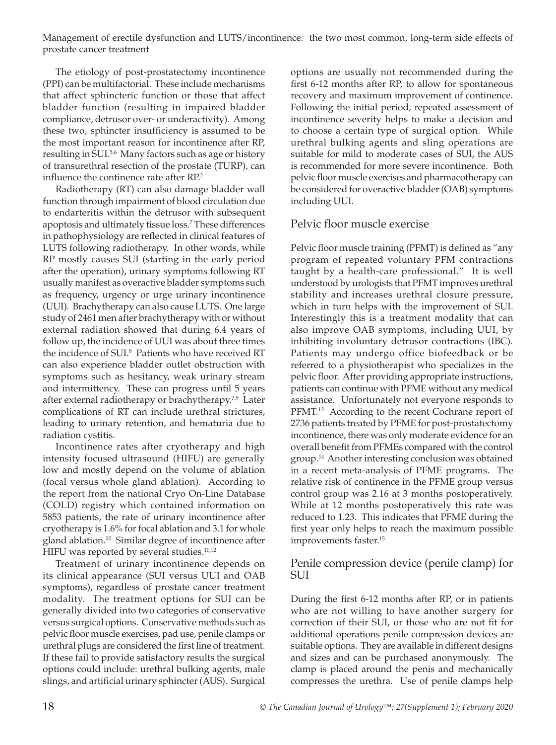The etiology of post-prostatectomy incontinence (PPI) can be multifactorial. These include mechanisms that affect sphincteric function or those that affect bladder function (resulting in impaired bladder compliance, detrusor over- or underactivity). Among these two, sphincter insufficiency is assumed to be the most important reason for incontinence after RP, resulting in SUI.[5,6] Many factors such as age or history of transurethral resection of the prostate (TURP), can influence the continence rate after RP.[2]

Radiotherapy (RT) can also damage bladder wall function through impairment of blood circulation due to endarteritis within the detrusor with subsequent apoptosis and ultimately tissue loss.[7] These differences in pathophysiology are reflected in clinical features of LUTS following radiotherapy. In other words, while RP mostly causes SUI (starting in the early period after the operation), urinary symptoms following RT usually manifest as overactive bladder symptoms such as frequency, urgency or urge urinary incontinence (UUI). Brachytherapy can also cause LUTS. One large study of 2461 men after brachytherapy with or without external radiation showed that during 6.4 years of follow up, the incidence of UUI was about three times the incidence of SUI.[8] Patients who have received RT can also experience bladder outlet obstruction with symptoms such as hesitancy, weak urinary stream and intermittency. These can progress until 5 years after external radiotherapy or brachytherapy.[7,9] Later complications of RT can include urethral strictures, leading to urinary retention, and hematuria due to radiation cystitis.

Incontinence rates after cryotherapy and high intensity focused ultrasound (HIFU) are generally low and mostly depend on the volume of ablation (focal versus whole gland ablation). According to the report from the national Cryo On-Line Database (COLD) registry which contained information on 5853 patients, the rate of urinary incontinence after cryotherapy is 1.6% for focal ablation and 3.1 for whole gland ablation.[10] Similar degree of incontinence after HIFU was reported by several studies.[11,12]

Treatment of urinary incontinence depends on its clinical appearance (SUI versus UUI and OAB symptoms), regardless of prostate cancer treatment modality. The treatment options for SUI can be generally divided into two categories of conservative versus surgical options. Conservative methods such as pelvic floor muscle exercises, pad use, penile clamps or urethral plugs are considered the first line of treatment. If these fail to provide satisfactory results the surgical options could include: urethral bulking agents, male slings, and artificial urinary sphincter (AUS). Surgical options are usually not recommended during the first 6-12 months after RP, to allow for spontaneous recovery and maximum improvement of continence. Following the initial period, repeated assessment of incontinence severity helps to make a decision and to choose a certain type of surgical option. While urethral bulking agents and sling operations are suitable for mild to moderate cases of SUI, the AUS is recommended for more severe incontinence. Both pelvic floor muscle exercises and pharmacotherapy can be considered for overactive bladder (OAB) symptoms including UUI.

## Pelvic floor muscle exercise

Pelvic floor muscle training (PFMT) is defined as "any program of repeated voluntary PFM contractions taught by a health-care professional." It is well understood by urologists that PFMT improves urethral stability and increases urethral closure pressure, which in turn helps with the improvement of SUI. Interestingly this is a treatment modality that can also improve OAB symptoms, including UUI, by inhibiting involuntary detrusor contractions (IBC). Patients may undergo office biofeedback or be referred to a physiotherapist who specializes in the pelvic floor. After providing appropriate instructions, patients can continue with PFME without any medical assistance. Unfortunately not everyone responds to PFMT.[13] According to the recent Cochrane report of 2736 patients treated by PFME for post-prostatectomy incontinence, there was only moderate evidence for an overall benefit from PFMEs compared with the control group.[14] Another interesting conclusion was obtained in a recent meta-analysis of PFME programs. The relative risk of continence in the PFME group versus control group was 2.16 at 3 months postoperatively. While at 12 months postoperatively this rate was reduced to 1.23. This indicates that PFME during the first year only helps to reach the maximum possible improvements faster.[15]

## Penile compression device (penile clamp) for SUI

During the first 6-12 months after RP, or in patients who are not willing to have another surgery for correction of their SUI, or those who are not fit for additional operations penile compression devices are suitable options. They are available in different designs and sizes and can be purchased anonymously. The clamp is placed around the penis and mechanically compresses the urethra. Use of penile clamps help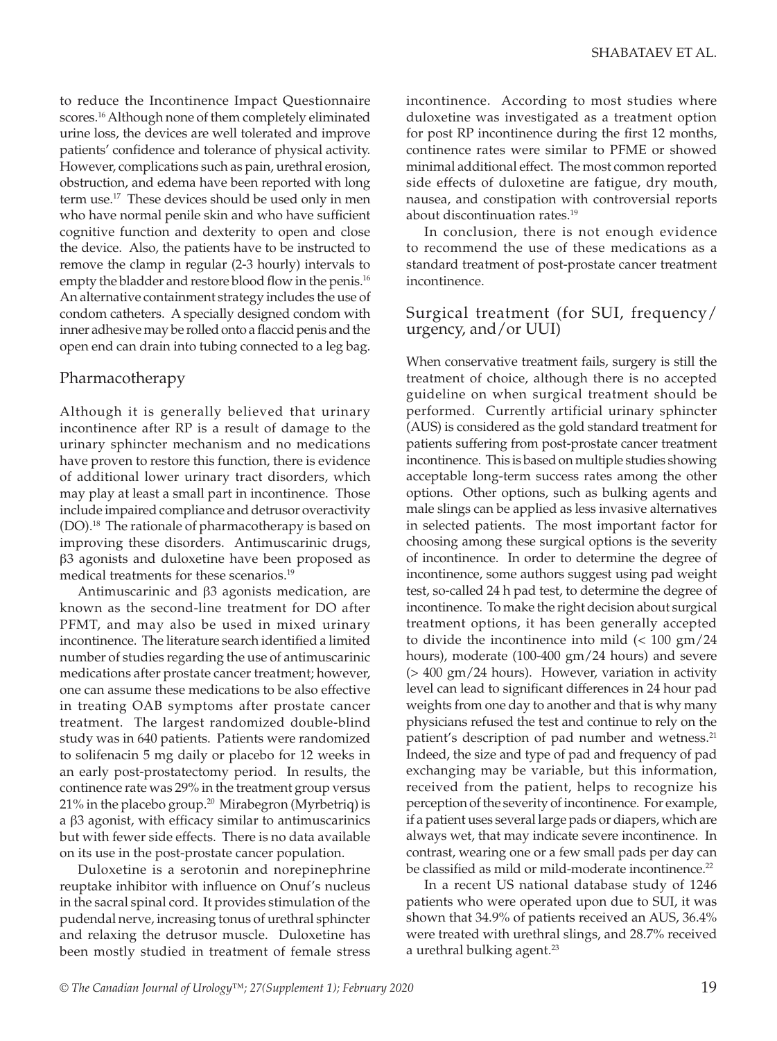to reduce the Incontinence Impact Questionnaire scores.[16] Although none of them completely eliminated urine loss, the devices are well tolerated and improve patients' confidence and tolerance of physical activity. However, complications such as pain, urethral erosion, obstruction, and edema have been reported with long term use.[17] These devices should be used only in men who have normal penile skin and who have sufficient cognitive function and dexterity to open and close the device. Also, the patients have to be instructed to remove the clamp in regular (2-3 hourly) intervals to empty the bladder and restore blood flow in the penis.[16] An alternative containment strategy includes the use of condom catheters. A specially designed condom with inner adhesive may be rolled onto a flaccid penis and the open end can drain into tubing connected to a leg bag.

## Pharmacotherapy

Although it is generally believed that urinary incontinence after RP is a result of damage to the urinary sphincter mechanism and no medications have proven to restore this function, there is evidence of additional lower urinary tract disorders, which may play at least a small part in incontinence. Those include impaired compliance and detrusor overactivity (DO).[18] The rationale of pharmacotherapy is based on improving these disorders. Antimuscarinic drugs, β3 agonists and duloxetine have been proposed as medical treatments for these scenarios.[19]

Antimuscarinic and β3 agonists medication, are known as the second-line treatment for DO after PFMT, and may also be used in mixed urinary incontinence. The literature search identified a limited number of studies regarding the use of antimuscarinic medications after prostate cancer treatment; however, one can assume these medications to be also effective in treating OAB symptoms after prostate cancer treatment. The largest randomized double-blind study was in 640 patients. Patients were randomized to solifenacin 5 mg daily or placebo for 12 weeks in an early post-prostatectomy period. In results, the continence rate was 29% in the treatment group versus 21% in the placebo group.[20] Mirabegron (Myrbetriq) is a β3 agonist, with efficacy similar to antimuscarinics but with fewer side effects. There is no data available on its use in the post-prostate cancer population.

Duloxetine is a serotonin and norepinephrine reuptake inhibitor with influence on Onuf's nucleus in the sacral spinal cord. It provides stimulation of the pudendal nerve, increasing tonus of urethral sphincter and relaxing the detrusor muscle. Duloxetine has been mostly studied in treatment of female stress incontinence. According to most studies where duloxetine was investigated as a treatment option for post RP incontinence during the first 12 months, continence rates were similar to PFME or showed minimal additional effect. The most common reported side effects of duloxetine are fatigue, dry mouth, nausea, and constipation with controversial reports about discontinuation rates.[19]

In conclusion, there is not enough evidence to recommend the use of these medications as a standard treatment of post-prostate cancer treatment incontinence.

## Surgical treatment (for SUI, frequency/urgency, and/or UUI)

When conservative treatment fails, surgery is still the treatment of choice, although there is no accepted guideline on when surgical treatment should be performed. Currently artificial urinary sphincter (AUS) is considered as the gold standard treatment for patients suffering from post-prostate cancer treatment incontinence. This is based on multiple studies showing acceptable long-term success rates among the other options. Other options, such as bulking agents and male slings can be applied as less invasive alternatives in selected patients. The most important factor for choosing among these surgical options is the severity of incontinence. In order to determine the degree of incontinence, some authors suggest using pad weight test, so-called 24 h pad test, to determine the degree of incontinence. To make the right decision about surgical treatment options, it has been generally accepted to divide the incontinence into mild (< 100 gm/24 hours), moderate (100-400 gm/24 hours) and severe (> 400 gm/24 hours). However, variation in activity level can lead to significant differences in 24 hour pad weights from one day to another and that is why many physicians refused the test and continue to rely on the patient's description of pad number and wetness.[21] Indeed, the size and type of pad and frequency of pad exchanging may be variable, but this information, received from the patient, helps to recognize his perception of the severity of incontinence. For example, if a patient uses several large pads or diapers, which are always wet, that may indicate severe incontinence. In contrast, wearing one or a few small pads per day can be classified as mild or mild-moderate incontinence.[22]

In a recent US national database study of 1246 patients who were operated upon due to SUI, it was shown that 34.9% of patients received an AUS, 36.4% were treated with urethral slings, and 28.7% received a urethral bulking agent.[23]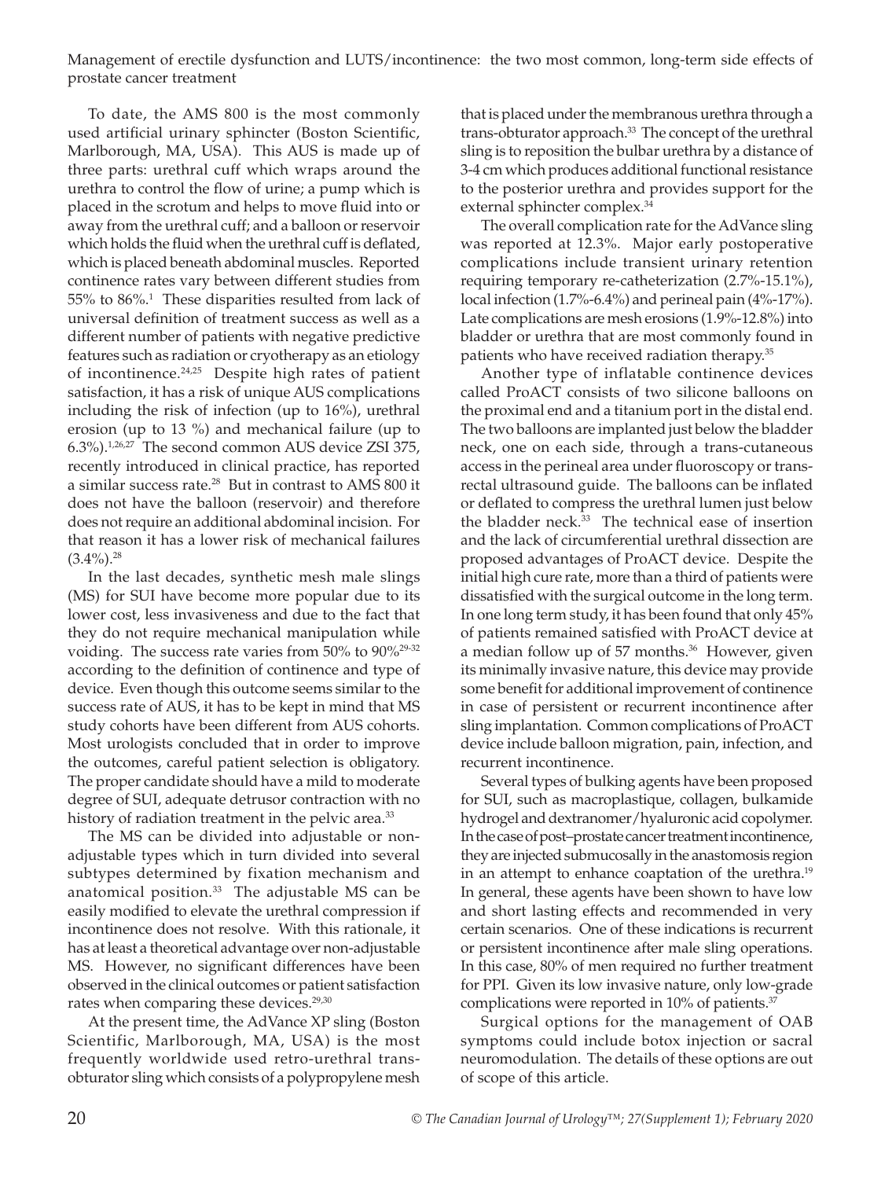To date, the AMS 800 is the most commonly used artificial urinary sphincter (Boston Scientific, Marlborough, MA, USA). This AUS is made up of three parts: urethral cuff which wraps around the urethra to control the flow of urine; a pump which is placed in the scrotum and helps to move fluid into or away from the urethral cuff; and a balloon or reservoir which holds the fluid when the urethral cuff is deflated, which is placed beneath abdominal muscles. Reported continence rates vary between different studies from 55% to 86%.[1] These disparities resulted from lack of universal definition of treatment success as well as a different number of patients with negative predictive features such as radiation or cryotherapy as an etiology of incontinence.[24,25] Despite high rates of patient satisfaction, it has a risk of unique AUS complications including the risk of infection (up to 16%), urethral erosion (up to 13 %) and mechanical failure (up to 6.3%).[1,26,27] The second common AUS device ZSI 375, recently introduced in clinical practice, has reported a similar success rate.[28] But in contrast to AMS 800 it does not have the balloon (reservoir) and therefore does not require an additional abdominal incision. For that reason it has a lower risk of mechanical failures (3.4%).[28]

In the last decades, synthetic mesh male slings (MS) for SUI have become more popular due to its lower cost, less invasiveness and due to the fact that they do not require mechanical manipulation while voiding. The success rate varies from 50% to 90%[29-32] according to the definition of continence and type of device. Even though this outcome seems similar to the success rate of AUS, it has to be kept in mind that MS study cohorts have been different from AUS cohorts. Most urologists concluded that in order to improve the outcomes, careful patient selection is obligatory. The proper candidate should have a mild to moderate degree of SUI, adequate detrusor contraction with no history of radiation treatment in the pelvic area.[33]

The MS can be divided into adjustable or non-adjustable types which in turn divided into several subtypes determined by fixation mechanism and anatomical position.[33] The adjustable MS can be easily modified to elevate the urethral compression if incontinence does not resolve. With this rationale, it has at least a theoretical advantage over non-adjustable MS. However, no significant differences have been observed in the clinical outcomes or patient satisfaction rates when comparing these devices.[29,30]

At the present time, the AdVance XP sling (Boston Scientific, Marlborough, MA, USA) is the most frequently worldwide used retro-urethral trans-obturator sling which consists of a polypropylene mesh that is placed under the membranous urethra through a trans-obturator approach.[33] The concept of the urethral sling is to reposition the bulbar urethra by a distance of 3-4 cm which produces additional functional resistance to the posterior urethra and provides support for the external sphincter complex.[34]

The overall complication rate for the AdVance sling was reported at 12.3%. Major early postoperative complications include transient urinary retention requiring temporary re-catheterization (2.7%-15.1%), local infection (1.7%-6.4%) and perineal pain (4%-17%). Late complications are mesh erosions (1.9%-12.8%) into bladder or urethra that are most commonly found in patients who have received radiation therapy.[35]

Another type of inflatable continence devices called ProACT consists of two silicone balloons on the proximal end and a titanium port in the distal end. The two balloons are implanted just below the bladder neck, one on each side, through a trans-cutaneous access in the perineal area under fluoroscopy or trans-rectal ultrasound guide. The balloons can be inflated or deflated to compress the urethral lumen just below the bladder neck.[33] The technical ease of insertion and the lack of circumferential urethral dissection are proposed advantages of ProACT device. Despite the initial high cure rate, more than a third of patients were dissatisfied with the surgical outcome in the long term. In one long term study, it has been found that only 45% of patients remained satisfied with ProACT device at a median follow up of 57 months.[36] However, given its minimally invasive nature, this device may provide some benefit for additional improvement of continence in case of persistent or recurrent incontinence after sling implantation. Common complications of ProACT device include balloon migration, pain, infection, and recurrent incontinence.

Several types of bulking agents have been proposed for SUI, such as macroplastique, collagen, bulkamide hydrogel and dextranomer/hyaluronic acid copolymer. In the case of post–prostate cancer treatment incontinence, they are injected submucosally in the anastomosis region in an attempt to enhance coaptation of the urethra.[19] In general, these agents have been shown to have low and short lasting effects and recommended in very certain scenarios. One of these indications is recurrent or persistent incontinence after male sling operations. In this case, 80% of men required no further treatment for PPI. Given its low invasive nature, only low-grade complications were reported in 10% of patients.[37]

Surgical options for the management of OAB symptoms could include botox injection or sacral neuromodulation. The details of these options are out of scope of this article.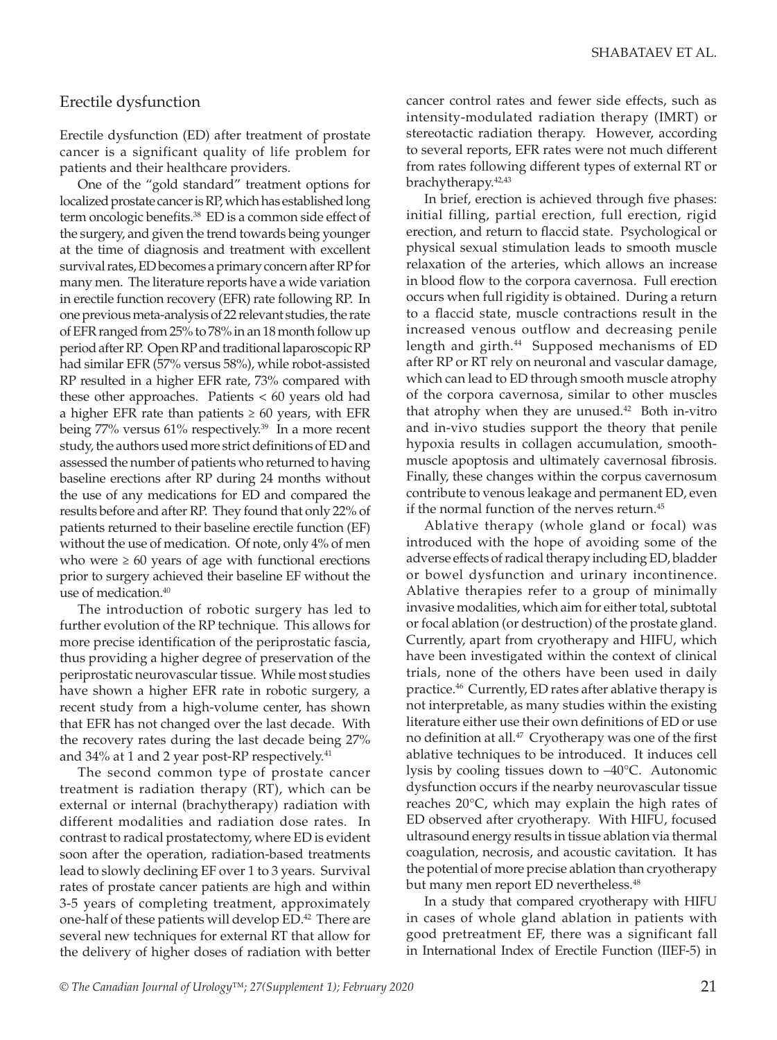## Erectile dysfunction

Erectile dysfunction (ED) after treatment of prostate cancer is a significant quality of life problem for patients and their healthcare providers.

One of the "gold standard" treatment options for localized prostate cancer is RP, which has established long term oncologic benefits.[38] ED is a common side effect of the surgery, and given the trend towards being younger at the time of diagnosis and treatment with excellent survival rates, ED becomes a primary concern after RP for many men. The literature reports have a wide variation in erectile function recovery (EFR) rate following RP. In one previous meta-analysis of 22 relevant studies, the rate of EFR ranged from 25% to 78% in an 18 month follow up period after RP. Open RP and traditional laparoscopic RP had similar EFR (57% versus 58%), while robot-assisted RP resulted in a higher EFR rate, 73% compared with these other approaches. Patients < 60 years old had a higher EFR rate than patients ≥ 60 years, with EFR being 77% versus 61% respectively.[39] In a more recent study, the authors used more strict definitions of ED and assessed the number of patients who returned to having baseline erections after RP during 24 months without the use of any medications for ED and compared the results before and after RP. They found that only 22% of patients returned to their baseline erectile function (EF) without the use of medication. Of note, only 4% of men who were ≥ 60 years of age with functional erections prior to surgery achieved their baseline EF without the use of medication.[40]

The introduction of robotic surgery has led to further evolution of the RP technique. This allows for more precise identification of the periprostatic fascia, thus providing a higher degree of preservation of the periprostatic neurovascular tissue. While most studies have shown a higher EFR rate in robotic surgery, a recent study from a high-volume center, has shown that EFR has not changed over the last decade. With the recovery rates during the last decade being 27% and 34% at 1 and 2 year post-RP respectively.[41]

The second common type of prostate cancer treatment is radiation therapy (RT), which can be external or internal (brachytherapy) radiation with different modalities and radiation dose rates. In contrast to radical prostatectomy, where ED is evident soon after the operation, radiation-based treatments lead to slowly declining EF over 1 to 3 years. Survival rates of prostate cancer patients are high and within 3-5 years of completing treatment, approximately one-half of these patients will develop ED.[42] There are several new techniques for external RT that allow for the delivery of higher doses of radiation with better cancer control rates and fewer side effects, such as intensity-modulated radiation therapy (IMRT) or stereotactic radiation therapy. However, according to several reports, EFR rates were not much different from rates following different types of external RT or brachytherapy.[42,43]

In brief, erection is achieved through five phases: initial filling, partial erection, full erection, rigid erection, and return to flaccid state. Psychological or physical sexual stimulation leads to smooth muscle relaxation of the arteries, which allows an increase in blood flow to the corpora cavernosa. Full erection occurs when full rigidity is obtained. During a return to a flaccid state, muscle contractions result in the increased venous outflow and decreasing penile length and girth.[44] Supposed mechanisms of ED after RP or RT rely on neuronal and vascular damage, which can lead to ED through smooth muscle atrophy of the corpora cavernosa, similar to other muscles that atrophy when they are unused.[42] Both in-vitro and in-vivo studies support the theory that penile hypoxia results in collagen accumulation, smooth-muscle apoptosis and ultimately cavernosal fibrosis. Finally, these changes within the corpus cavernosum contribute to venous leakage and permanent ED, even if the normal function of the nerves return.[45]

Ablative therapy (whole gland or focal) was introduced with the hope of avoiding some of the adverse effects of radical therapy including ED, bladder or bowel dysfunction and urinary incontinence. Ablative therapies refer to a group of minimally invasive modalities, which aim for either total, subtotal or focal ablation (or destruction) of the prostate gland. Currently, apart from cryotherapy and HIFU, which have been investigated within the context of clinical trials, none of the others have been used in daily practice.[46] Currently, ED rates after ablative therapy is not interpretable, as many studies within the existing literature either use their own definitions of ED or use no definition at all.[47] Cryotherapy was one of the first ablative techniques to be introduced. It induces cell lysis by cooling tissues down to –40°C. Autonomic dysfunction occurs if the nearby neurovascular tissue reaches 20°C, which may explain the high rates of ED observed after cryotherapy. With HIFU, focused ultrasound energy results in tissue ablation via thermal coagulation, necrosis, and acoustic cavitation. It has the potential of more precise ablation than cryotherapy but many men report ED nevertheless.[48]

In a study that compared cryotherapy with HIFU in cases of whole gland ablation in patients with good pretreatment EF, there was a significant fall in International Index of Erectile Function (IIEF-5) in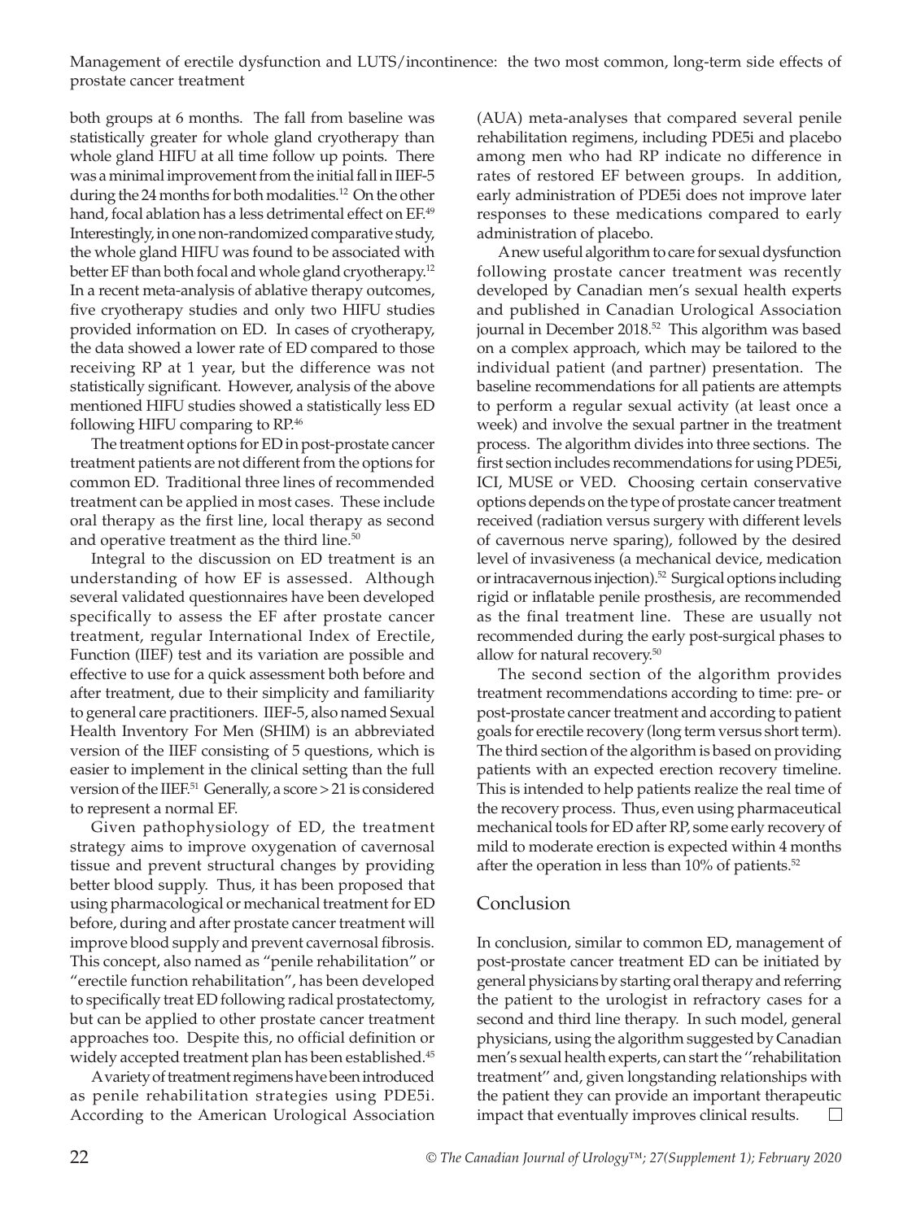both groups at 6 months. The fall from baseline was statistically greater for whole gland cryotherapy than whole gland HIFU at all time follow up points. There was a minimal improvement from the initial fall in IIEF-5 during the 24 months for both modalities.[12] On the other hand, focal ablation has a less detrimental effect on EF.[49] Interestingly, in one non-randomized comparative study, the whole gland HIFU was found to be associated with better EF than both focal and whole gland cryotherapy.[12] In a recent meta-analysis of ablative therapy outcomes, five cryotherapy studies and only two HIFU studies provided information on ED. In cases of cryotherapy, the data showed a lower rate of ED compared to those receiving RP at 1 year, but the difference was not statistically significant. However, analysis of the above mentioned HIFU studies showed a statistically less ED following HIFU comparing to RP.[46]

The treatment options for ED in post-prostate cancer treatment patients are not different from the options for common ED. Traditional three lines of recommended treatment can be applied in most cases. These include oral therapy as the first line, local therapy as second and operative treatment as the third line.[50]

Integral to the discussion on ED treatment is an understanding of how EF is assessed. Although several validated questionnaires have been developed specifically to assess the EF after prostate cancer treatment, regular International Index of Erectile, Function (IIEF) test and its variation are possible and effective to use for a quick assessment both before and after treatment, due to their simplicity and familiarity to general care practitioners. IIEF-5, also named Sexual Health Inventory For Men (SHIM) is an abbreviated version of the IIEF consisting of 5 questions, which is easier to implement in the clinical setting than the full version of the IIEF.[51] Generally, a score > 21 is considered to represent a normal EF.

Given pathophysiology of ED, the treatment strategy aims to improve oxygenation of cavernosal tissue and prevent structural changes by providing better blood supply. Thus, it has been proposed that using pharmacological or mechanical treatment for ED before, during and after prostate cancer treatment will improve blood supply and prevent cavernosal fibrosis. This concept, also named as "penile rehabilitation" or "erectile function rehabilitation", has been developed to specifically treat ED following radical prostatectomy, but can be applied to other prostate cancer treatment approaches too. Despite this, no official definition or widely accepted treatment plan has been established.[45]

A variety of treatment regimens have been introduced as penile rehabilitation strategies using PDE5i. According to the American Urological Association (AUA) meta-analyses that compared several penile rehabilitation regimens, including PDE5i and placebo among men who had RP indicate no difference in rates of restored EF between groups. In addition, early administration of PDE5i does not improve later responses to these medications compared to early administration of placebo.

A new useful algorithm to care for sexual dysfunction following prostate cancer treatment was recently developed by Canadian men's sexual health experts and published in Canadian Urological Association journal in December 2018.[52] This algorithm was based on a complex approach, which may be tailored to the individual patient (and partner) presentation. The baseline recommendations for all patients are attempts to perform a regular sexual activity (at least once a week) and involve the sexual partner in the treatment process. The algorithm divides into three sections. The first section includes recommendations for using PDE5i, ICI, MUSE or VED. Choosing certain conservative options depends on the type of prostate cancer treatment received (radiation versus surgery with different levels of cavernous nerve sparing), followed by the desired level of invasiveness (a mechanical device, medication or intracavernous injection).[52] Surgical options including rigid or inflatable penile prosthesis, are recommended as the final treatment line. These are usually not recommended during the early post-surgical phases to allow for natural recovery.[50]

The second section of the algorithm provides treatment recommendations according to time: pre- or post-prostate cancer treatment and according to patient goals for erectile recovery (long term versus short term). The third section of the algorithm is based on providing patients with an expected erection recovery timeline. This is intended to help patients realize the real time of the recovery process. Thus, even using pharmaceutical mechanical tools for ED after RP, some early recovery of mild to moderate erection is expected within 4 months after the operation in less than 10% of patients.[52]

## Conclusion

In conclusion, similar to common ED, management of post-prostate cancer treatment ED can be initiated by general physicians by starting oral therapy and referring the patient to the urologist in refractory cases for a second and third line therapy. In such model, general physicians, using the algorithm suggested by Canadian men's sexual health experts, can start the ''rehabilitation treatment" and, given longstanding relationships with the patient they can provide an important therapeutic impact that eventually improves clinical results. □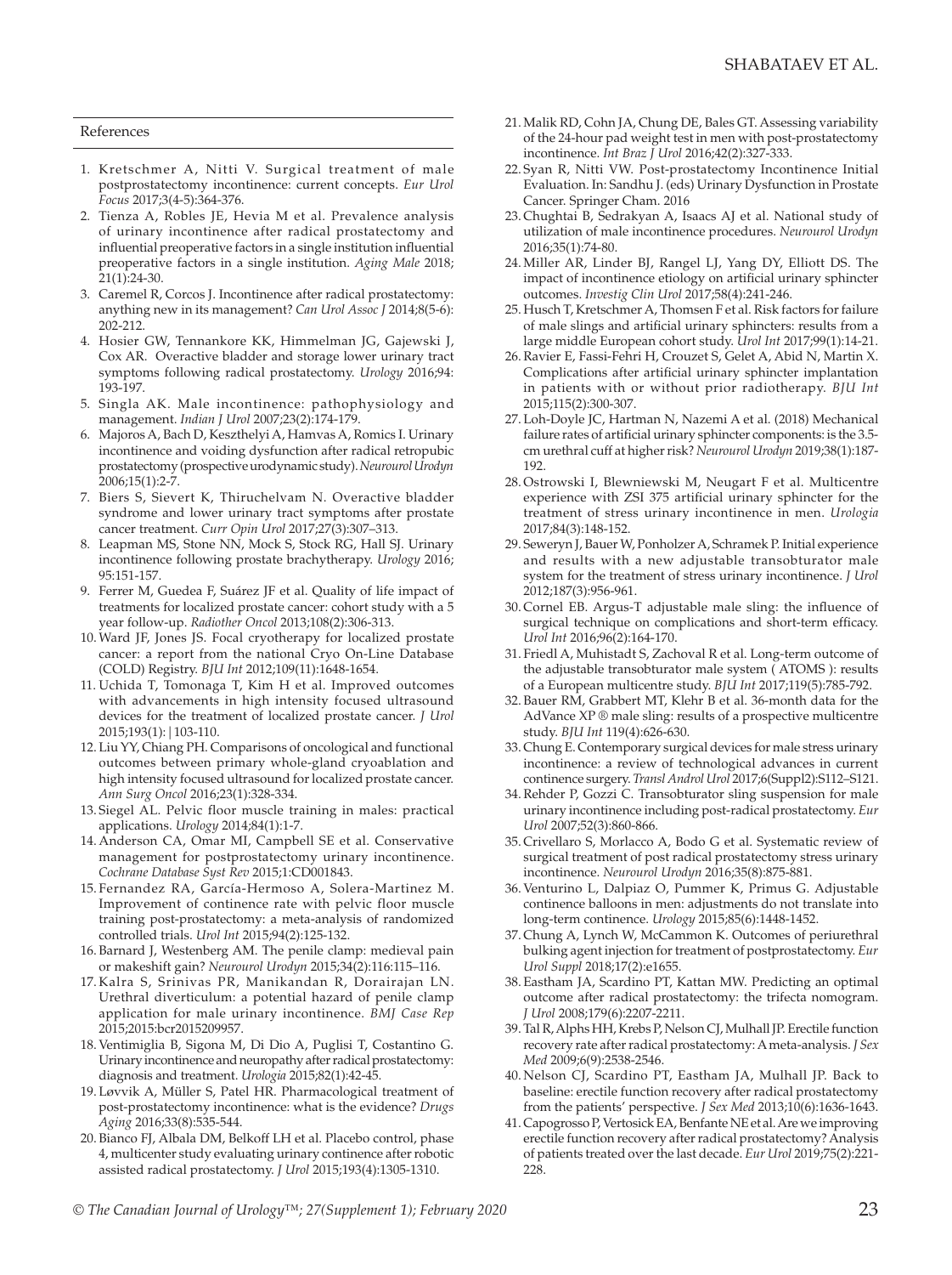## References

1. Kretschmer A, Nitti V. Surgical treatment of male postprostatectomy incontinence: current concepts. *Eur Urol Focus* 2017;3(4-5):364-376.
2. Tienza A, Robles JE, Hevia M et al. Prevalence analysis of urinary incontinence after radical prostatectomy and influential preoperative factors in a single institution influential preoperative factors in a single institution. *Aging Male* 2018; 21(1):24-30.
3. Caremel R, Corcos J. Incontinence after radical prostatectomy: anything new in its management? *Can Urol Assoc J* 2014;8(5-6): 202-212.
4. Hosier GW, Tennankore KK, Himmelman JG, Gajewski J, Cox AR. Overactive bladder and storage lower urinary tract symptoms following radical prostatectomy. *Urology* 2016;94: 193-197.
5. Singla AK. Male incontinence: pathophysiology and management. *Indian J Urol* 2007;23(2):174-179.
6. Majoros A, Bach D, Keszthelyi A, Hamvas A, Romics I. Urinary incontinence and voiding dysfunction after radical retropubic prostatectomy (prospective urodynamic study). *Neurourol Urodyn* 2006;15(1):2-7.
7. Biers S, Sievert K, Thiruchelvam N. Overactive bladder syndrome and lower urinary tract symptoms after prostate cancer treatment. *Curr Opin Urol* 2017;27(3):307–313.
8. Leapman MS, Stone NN, Mock S, Stock RG, Hall SJ. Urinary incontinence following prostate brachytherapy. *Urology* 2016; 95:151-157.
9. Ferrer M, Guedea F, Suárez JF et al. Quality of life impact of treatments for localized prostate cancer: cohort study with a 5 year follow-up. *Radiother Oncol* 2013;108(2):306-313.
10. Ward JF, Jones JS. Focal cryotherapy for localized prostate cancer: a report from the national Cryo On-Line Database (COLD) Registry. *BJU Int* 2012;109(11):1648-1654.
11. Uchida T, Tomonaga T, Kim H et al. Improved outcomes with advancements in high intensity focused ultrasound devices for the treatment of localized prostate cancer. *J Urol* 2015;193(1): | 103-110.
12. Liu YY, Chiang PH. Comparisons of oncological and functional outcomes between primary whole-gland cryoablation and high intensity focused ultrasound for localized prostate cancer. *Ann Surg Oncol* 2016;23(1):328-334.
13. Siegel AL. Pelvic floor muscle training in males: practical applications. *Urology* 2014;84(1):1-7.
14. Anderson CA, Omar MI, Campbell SE et al. Conservative management for postprostatectomy urinary incontinence. *Cochrane Database Syst Rev* 2015;1:CD001843.
15. Fernandez RA, García-Hermoso A, Solera-Martinez M. Improvement of continence rate with pelvic floor muscle training post-prostatectomy: a meta-analysis of randomized controlled trials. *Urol Int* 2015;94(2):125-132.
16. Barnard J, Westenberg AM. The penile clamp: medieval pain or makeshift gain? *Neurourol Urodyn* 2015;34(2):116:115–116.
17. Kalra S, Srinivas PR, Manikandan R, Dorairajan LN. Urethral diverticulum: a potential hazard of penile clamp application for male urinary incontinence. *BMJ Case Rep* 2015;2015:bcr2015209957.
18. Ventimiglia B, Sigona M, Di Dio A, Puglisi T, Costantino G. Urinary incontinence and neuropathy after radical prostatectomy: diagnosis and treatment. *Urologia* 2015;82(1):42-45.
19. Løvvik A, Müller S, Patel HR. Pharmacological treatment of post-prostatectomy incontinence: what is the evidence? *Drugs Aging* 2016;33(8):535-544.
20. Bianco FJ, Albala DM, Belkoff LH et al. Placebo control, phase 4, multicenter study evaluating urinary continence after robotic assisted radical prostatectomy. *J Urol* 2015;193(4):1305-1310.
21. Malik RD, Cohn JA, Chung DE, Bales GT. Assessing variability of the 24-hour pad weight test in men with post-prostatectomy incontinence. *Int Braz J Urol* 2016;42(2):327-333.
22. Syan R, Nitti VW. Post-prostatectomy Incontinence Initial Evaluation. In: Sandhu J. (eds) Urinary Dysfunction in Prostate Cancer. Springer Cham. 2016
23. Chughtai B, Sedrakyan A, Isaacs AJ et al. National study of utilization of male incontinence procedures. *Neurourol Urodyn* 2016;35(1):74-80.
24. Miller AR, Linder BJ, Rangel LJ, Yang DY, Elliott DS. The impact of incontinence etiology on artificial urinary sphincter outcomes. *Investig Clin Urol* 2017;58(4):241-246.
25. Husch T, Kretschmer A, Thomsen F et al. Risk factors for failure of male slings and artificial urinary sphincters: results from a large middle European cohort study. *Urol Int* 2017;99(1):14-21.
26. Ravier E, Fassi-Fehri H, Crouzet S, Gelet A, Abid N, Martin X. Complications after artificial urinary sphincter implantation in patients with or without prior radiotherapy. *BJU Int* 2015;115(2):300-307.
27. Loh-Doyle JC, Hartman N, Nazemi A et al. (2018) Mechanical failure rates of artificial urinary sphincter components: is the 3.5-cm urethral cuff at higher risk? *Neurourol Urodyn* 2019;38(1):187-192.
28. Ostrowski I, Blewniewski M, Neugart F et al. Multicentre experience with ZSI 375 artificial urinary sphincter for the treatment of stress urinary incontinence in men. *Urologia* 2017;84(3):148-152.
29. Seweryn J, Bauer W, Ponholzer A, Schramek P. Initial experience and results with a new adjustable transobturator male system for the treatment of stress urinary incontinence. *J Urol* 2012;187(3):956-961.
30. Cornel EB. Argus-T adjustable male sling: the influence of surgical technique on complications and short-term efficacy. *Urol Int* 2016;96(2):164-170.
31. Friedl A, Muhistadt S, Zachoval R et al. Long-term outcome of the adjustable transobturator male system ( ATOMS ): results of a European multicentre study. *BJU Int* 2017;119(5):785-792.
32. Bauer RM, Grabbert MT, Klehr B et al. 36-month data for the AdVance XP ® male sling: results of a prospective multicentre study. *BJU Int* 119(4):626-630.
33. Chung E. Contemporary surgical devices for male stress urinary incontinence: a review of technological advances in current continence surgery. *Transl Androl Urol* 2017;6(Suppl2):S112–S121.
34. Rehder P, Gozzi C. Transobturator sling suspension for male urinary incontinence including post-radical prostatectomy. *Eur Urol* 2007;52(3):860-866.
35. Crivellaro S, Morlacco A, Bodo G et al. Systematic review of surgical treatment of post radical prostatectomy stress urinary incontinence. *Neurourol Urodyn* 2016;35(8):875-881.
36. Venturino L, Dalpiaz O, Pummer K, Primus G. Adjustable continence balloons in men: adjustments do not translate into long-term continence. *Urology* 2015;85(6):1448-1452.
37. Chung A, Lynch W, McCammon K. Outcomes of periurethral bulking agent injection for treatment of postprostatectomy. *Eur Urol Suppl* 2018;17(2):e1655.
38. Eastham JA, Scardino PT, Kattan MW. Predicting an optimal outcome after radical prostatectomy: the trifecta nomogram. *J Urol* 2008;179(6):2207-2211.
39. Tal R, Alphs HH, Krebs P, Nelson CJ, Mulhall JP. Erectile function recovery rate after radical prostatectomy: A meta-analysis. *J Sex Med* 2009;6(9):2538-2546.
40. Nelson CJ, Scardino PT, Eastham JA, Mulhall JP. Back to baseline: erectile function recovery after radical prostatectomy from the patients' perspective. *J Sex Med* 2013;10(6):1636-1643.
41. Capogrosso P, Vertosick EA, Benfante NE et al. Are we improving erectile function recovery after radical prostatectomy? Analysis of patients treated over the last decade. *Eur Urol* 2019;75(2):221-228.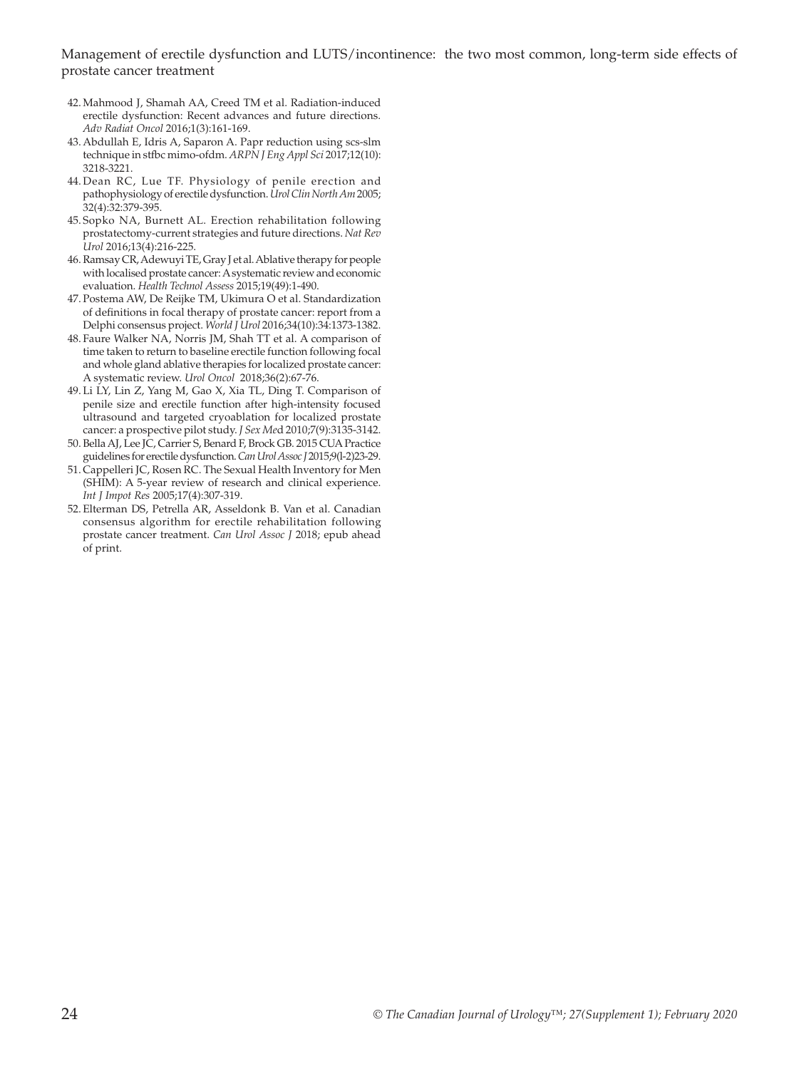42. Mahmood J, Shamah AA, Creed TM et al. Radiation-induced erectile dysfunction: Recent advances and future directions. *Adv Radiat Oncol* 2016;1(3):161-169.
43. Abdullah E, Idris A, Saparon A. Papr reduction using scs-slm technique in stfbc mimo-ofdm. *ARPN J Eng Appl Sci* 2017;12(10): 3218-3221.
44. Dean RC, Lue TF. Physiology of penile erection and pathophysiology of erectile dysfunction. *Urol Clin North Am* 2005; 32(4):32:379-395.
45. Sopko NA, Burnett AL. Erection rehabilitation following prostatectomy-current strategies and future directions. *Nat Rev Urol* 2016;13(4):216-225.
46. Ramsay CR, Adewuyi TE, Gray J et al. Ablative therapy for people with localised prostate cancer: A systematic review and economic evaluation. *Health Technol Assess* 2015;19(49):1-490.
47. Postema AW, De Reijke TM, Ukimura O et al. Standardization of definitions in focal therapy of prostate cancer: report from a Delphi consensus project. *World J Urol* 2016;34(10):34:1373-1382.
48. Faure Walker NA, Norris JM, Shah TT et al. A comparison of time taken to return to baseline erectile function following focal and whole gland ablative therapies for localized prostate cancer: A systematic review. *Urol Oncol* 2018;36(2):67-76.
49. Li LY, Lin Z, Yang M, Gao X, Xia TL, Ding T. Comparison of penile size and erectile function after high-intensity focused ultrasound and targeted cryoablation for localized prostate cancer: a prospective pilot study. *J Sex Med* 2010;7(9):3135-3142.
50. Bella AJ, Lee JC, Carrier S, Benard F, Brock GB. 2015 CUA Practice guidelines for erectile dysfunction. *Can Urol Assoc J* 2015;9(l-2)23-29.
51. Cappelleri JC, Rosen RC. The Sexual Health Inventory for Men (SHIM): A 5-year review of research and clinical experience. *Int J Impot Res* 2005;17(4):307-319.
52. Elterman DS, Petrella AR, Asseldonk B. Van et al. Canadian consensus algorithm for erectile rehabilitation following prostate cancer treatment. *Can Urol Assoc J* 2018; epub ahead of print.